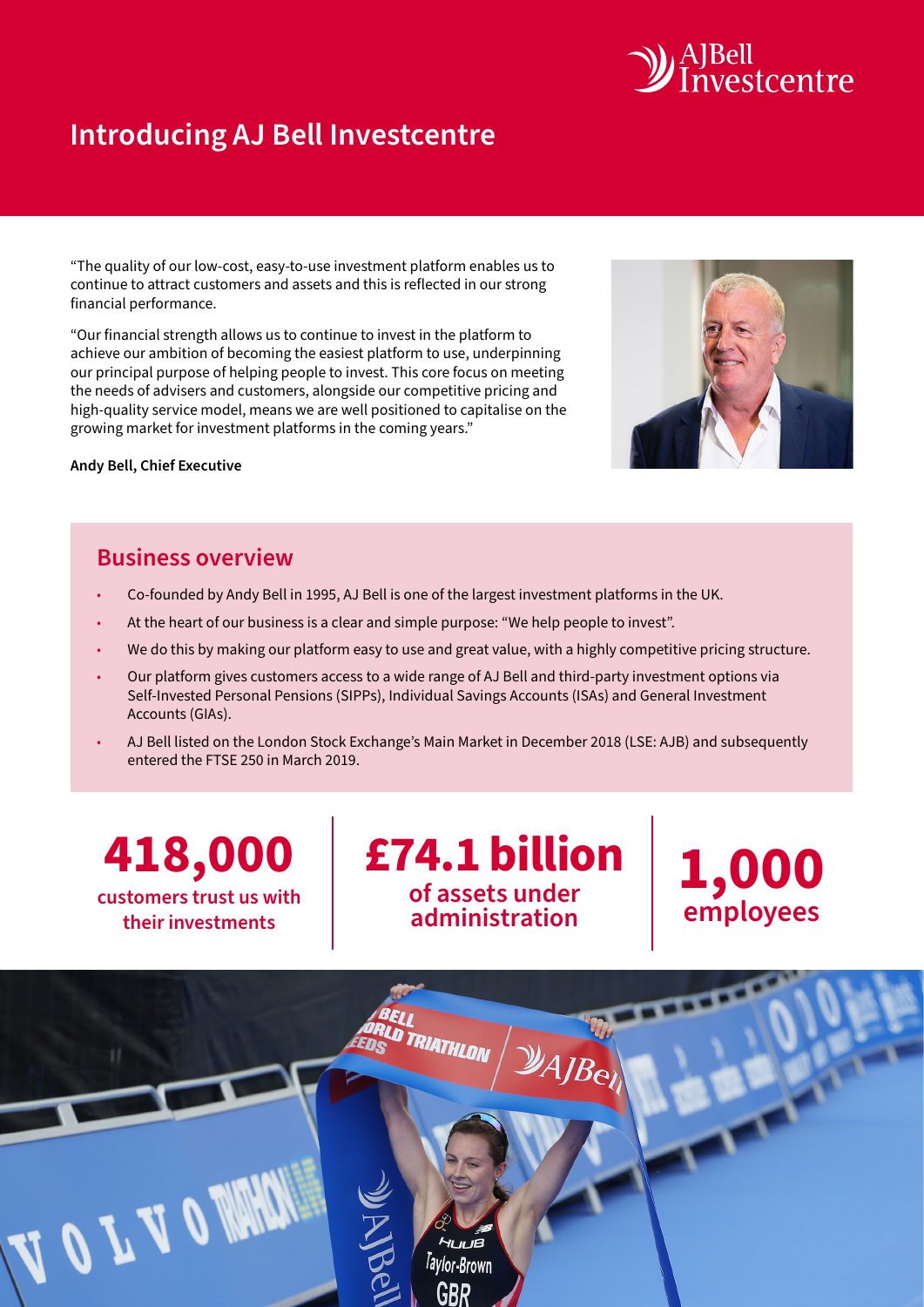# Introducing AJ Bell Investcentre

"The quality of our low-cost, easy-to-use investment platform enables us to continue to attract customers and assets and this is reflected in our strong financial performance.

"Our financial strength allows us to continue to invest in the platform to achieve our ambition of becoming the easiest platform to use, underpinning our principal purpose of helping people to invest. This core focus on meeting the needs of advisers and customers, alongside our competitive pricing and high-quality service model, means we are well positioned to capitalise on the growing market for investment platforms in the coming years."

**Andy Bell, Chief Executive**

## Business overview

- Co-founded by Andy Bell in 1995, AJ Bell is one of the largest investment platforms in the UK.
- At the heart of our business is a clear and simple purpose: "We help people to invest".
- We do this by making our platform easy to use and great value, with a highly competitive pricing structure.
- Our platform gives customers access to a wide range of AJ Bell and third-party investment options via Self-Invested Personal Pensions (SIPPs), Individual Savings Accounts (ISAs) and General Investment Accounts (GIAs).
- AJ Bell listed on the London Stock Exchange's Main Market in December 2018 (LSE: AJB) and subsequently entered the FTSE 250 in March 2019.

**418,000**
customers trust us with their investments

**£74.1 billion**
of assets under administration

**1,000**
employees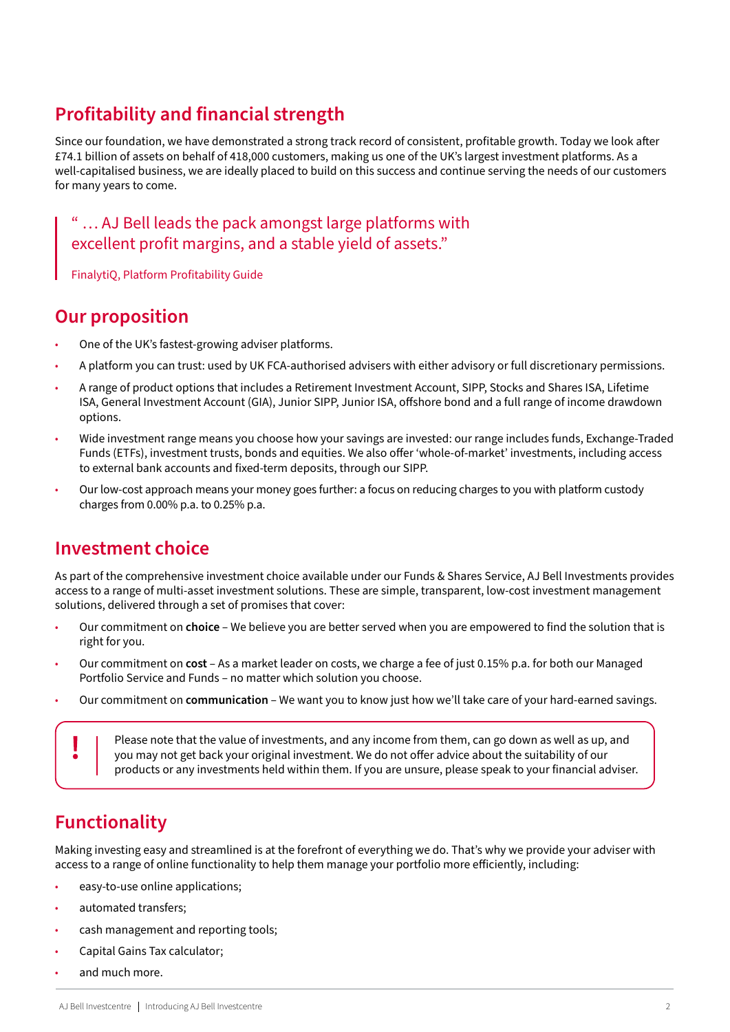## Profitability and financial strength

Since our foundation, we have demonstrated a strong track record of consistent, profitable growth. Today we look after £74.1 billion of assets on behalf of 418,000 customers, making us one of the UK's largest investment platforms. As a well-capitalised business, we are ideally placed to build on this success and continue serving the needs of our customers for many years to come.

> " … AJ Bell leads the pack amongst large platforms with excellent profit margins, and a stable yield of assets."
>
> FinalytiQ, Platform Profitability Guide

## Our proposition

- One of the UK's fastest-growing adviser platforms.
- A platform you can trust: used by UK FCA-authorised advisers with either advisory or full discretionary permissions.
- A range of product options that includes a Retirement Investment Account, SIPP, Stocks and Shares ISA, Lifetime ISA, General Investment Account (GIA), Junior SIPP, Junior ISA, offshore bond and a full range of income drawdown options.
- Wide investment range means you choose how your savings are invested: our range includes funds, Exchange-Traded Funds (ETFs), investment trusts, bonds and equities. We also offer 'whole-of-market' investments, including access to external bank accounts and fixed-term deposits, through our SIPP.
- Our low-cost approach means your money goes further: a focus on reducing charges to you with platform custody charges from 0.00% p.a. to 0.25% p.a.

## Investment choice

As part of the comprehensive investment choice available under our Funds & Shares Service, AJ Bell Investments provides access to a range of multi-asset investment solutions. These are simple, transparent, low-cost investment management solutions, delivered through a set of promises that cover:

- Our commitment on **choice** – We believe you are better served when you are empowered to find the solution that is right for you.
- Our commitment on **cost** – As a market leader on costs, we charge a fee of just 0.15% p.a. for both our Managed Portfolio Service and Funds – no matter which solution you choose.
- Our commitment on **communication** – We want you to know just how we'll take care of your hard-earned savings.

> **!** Please note that the value of investments, and any income from them, can go down as well as up, and you may not get back your original investment. We do not offer advice about the suitability of our products or any investments held within them. If you are unsure, please speak to your financial adviser.

## Functionality

Making investing easy and streamlined is at the forefront of everything we do. That's why we provide your adviser with access to a range of online functionality to help them manage your portfolio more efficiently, including:

- easy-to-use online applications;
- automated transfers;
- cash management and reporting tools;
- Capital Gains Tax calculator;
- and much more.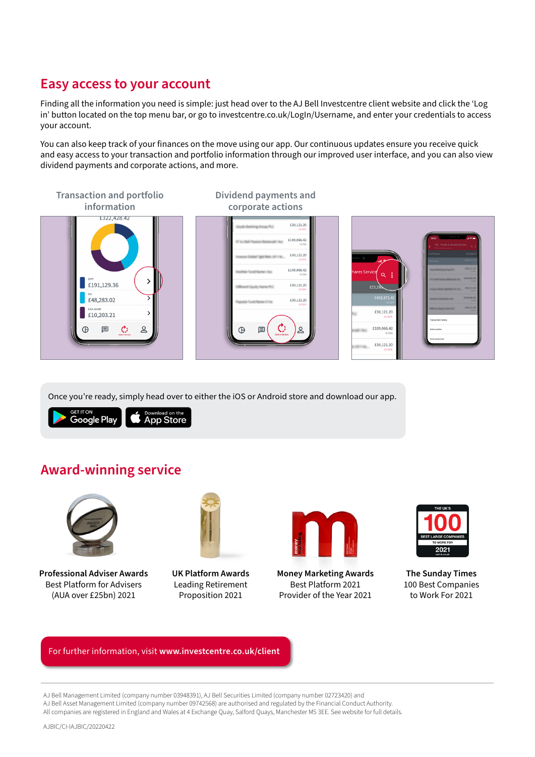## Easy access to your account

Finding all the information you need is simple: just head over to the AJ Bell Investcentre client website and click the 'Log in' button located on the top menu bar, or go to investcentre.co.uk/LogIn/Username, and enter your credentials to access your account.

You can also keep track of your finances on the move using our app. Our continuous updates ensure you receive quick and easy access to your transaction and portfolio information through our improved user interface, and you can also view dividend payments and corporate actions, and more.

Transaction and portfolio information

Dividend payments and corporate actions

Once you're ready, simply head over to either the iOS or Android store and download our app.

## Award-winning service

**Professional Adviser Awards**
Best Platform for Advisers
(AUA over £25bn) 2021

**UK Platform Awards**
Leading Retirement
Proposition 2021

**Money Marketing Awards**
Best Platform 2021
Provider of the Year 2021

**The Sunday Times**
100 Best Companies
to Work For 2021

For further information, visit **www.investcentre.co.uk/client**

AJ Bell Management Limited (company number 03948391), AJ Bell Securities Limited (company number 02723420) and AJ Bell Asset Management Limited (company number 09742568) are authorised and regulated by the Financial Conduct Authority. All companies are registered in England and Wales at 4 Exchange Quay, Salford Quays, Manchester M5 3EE. See website for full details.

AJBIC/CI-IAJBIC/20220422